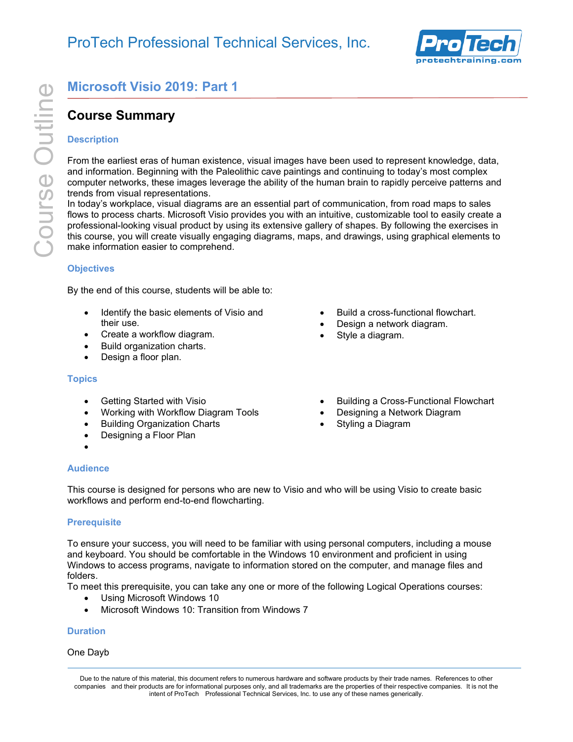ProTech Professional Technical Services, Inc.

# Microsoft Visio 2019: Part 1

## Course Summary

### Description

From the earliest eras of human existence, visual images have been used to represent knowledge, data, and information. Beginning with the Paleolithic cave paintings and continuing to today's most complex computer networks, these images leverage the ability of the human brain to rapidly perceive patterns and trends from visual representations.
In today's workplace, visual diagrams are an essential part of communication, from road maps to sales flows to process charts. Microsoft Visio provides you with an intuitive, customizable tool to easily create a professional-looking visual product by using its extensive gallery of shapes. By following the exercises in this course, you will create visually engaging diagrams, maps, and drawings, using graphical elements to make information easier to comprehend.

### Objectives

By the end of this course, students will be able to:

- Identify the basic elements of Visio and their use.
- Create a workflow diagram.
- Build organization charts.
- Design a floor plan.
- Build a cross-functional flowchart.
- Design a network diagram.
- Style a diagram.

### Topics

- Getting Started with Visio
- Working with Workflow Diagram Tools
- Building Organization Charts
- Designing a Floor Plan
- Building a Cross-Functional Flowchart
- Designing a Network Diagram
- Styling a Diagram

### Audience

This course is designed for persons who are new to Visio and who will be using Visio to create basic workflows and perform end-to-end flowcharting.

### Prerequisite

To ensure your success, you will need to be familiar with using personal computers, including a mouse and keyboard. You should be comfortable in the Windows 10 environment and proficient in using Windows to access programs, navigate to information stored on the computer, and manage files and folders.
To meet this prerequisite, you can take any one or more of the following Logical Operations courses:

- Using Microsoft Windows 10
- Microsoft Windows 10: Transition from Windows 7

### Duration

One Dayb

Due to the nature of this material, this document refers to numerous hardware and software products by their trade names. References to other companies and their products are for informational purposes only, and all trademarks are the properties of their respective companies. It is not the intent of ProTech Professional Technical Services, Inc. to use any of these names generically.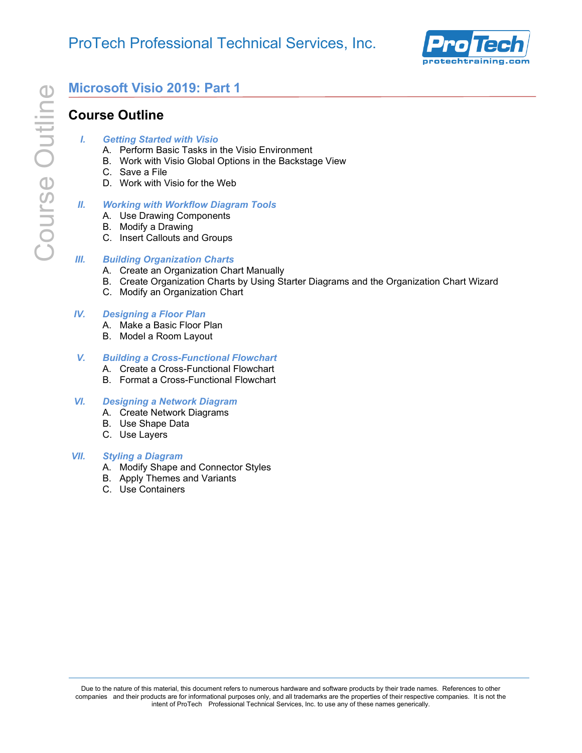## Microsoft Visio 2019: Part 1

### Course Outline

*I. Getting Started with Visio*

A. Perform Basic Tasks in the Visio Environment
B. Work with Visio Global Options in the Backstage View
C. Save a File
D. Work with Visio for the Web

*II. Working with Workflow Diagram Tools*

A. Use Drawing Components
B. Modify a Drawing
C. Insert Callouts and Groups

*III. Building Organization Charts*

A. Create an Organization Chart Manually
B. Create Organization Charts by Using Starter Diagrams and the Organization Chart Wizard
C. Modify an Organization Chart

*IV. Designing a Floor Plan*

A. Make a Basic Floor Plan
B. Model a Room Layout

*V. Building a Cross-Functional Flowchart*

A. Create a Cross-Functional Flowchart
B. Format a Cross-Functional Flowchart

*VI. Designing a Network Diagram*

A. Create Network Diagrams
B. Use Shape Data
C. Use Layers

*VII. Styling a Diagram*

A. Modify Shape and Connector Styles
B. Apply Themes and Variants
C. Use Containers

Due to the nature of this material, this document refers to numerous hardware and software products by their trade names. References to other companies and their products are for informational purposes only, and all trademarks are the properties of their respective companies. It is not the intent of ProTech Professional Technical Services, Inc. to use any of these names generically.